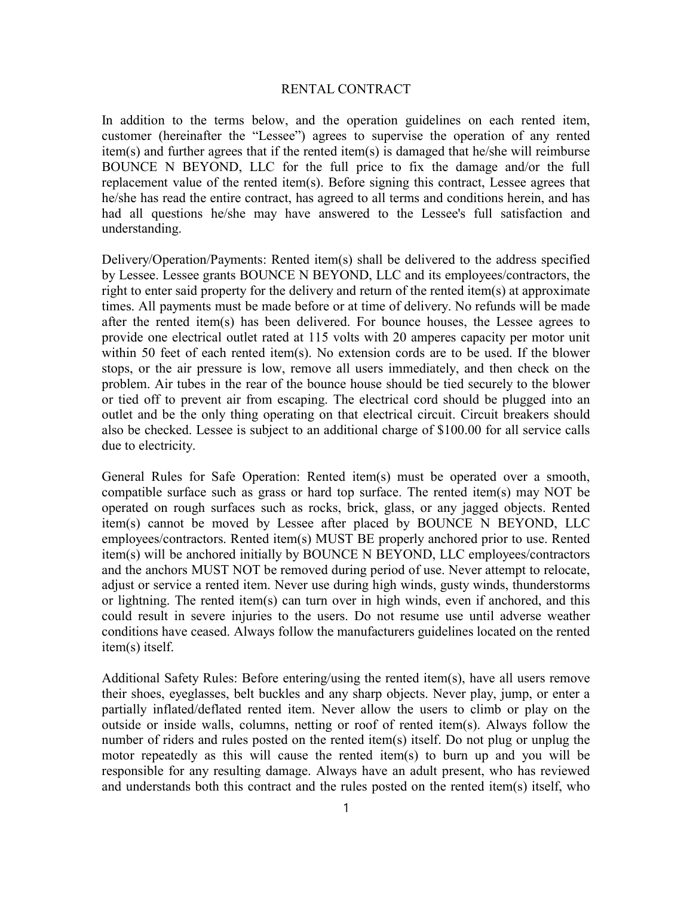# RENTAL CONTRACT

In addition to the terms below, and the operation guidelines on each rented item, customer (hereinafter the "Lessee") agrees to supervise the operation of any rented item(s) and further agrees that if the rented item(s) is damaged that he/she will reimburse BOUNCE N BEYOND, LLC for the full price to fix the damage and/or the full replacement value of the rented item(s). Before signing this contract, Lessee agrees that he/she has read the entire contract, has agreed to all terms and conditions herein, and has had all questions he/she may have answered to the Lessee's full satisfaction and understanding.

Delivery/Operation/Payments: Rented item(s) shall be delivered to the address specified by Lessee. Lessee grants BOUNCE N BEYOND, LLC and its employees/contractors, the right to enter said property for the delivery and return of the rented item(s) at approximate times. All payments must be made before or at time of delivery. No refunds will be made after the rented item(s) has been delivered. For bounce houses, the Lessee agrees to provide one electrical outlet rated at 115 volts with 20 amperes capacity per motor unit within 50 feet of each rented item(s). No extension cords are to be used. If the blower stops, or the air pressure is low, remove all users immediately, and then check on the problem. Air tubes in the rear of the bounce house should be tied securely to the blower or tied off to prevent air from escaping. The electrical cord should be plugged into an outlet and be the only thing operating on that electrical circuit. Circuit breakers should also be checked. Lessee is subject to an additional charge of $100.00 for all service calls due to electricity.

General Rules for Safe Operation: Rented item(s) must be operated over a smooth, compatible surface such as grass or hard top surface. The rented item(s) may NOT be operated on rough surfaces such as rocks, brick, glass, or any jagged objects. Rented item(s) cannot be moved by Lessee after placed by BOUNCE N BEYOND, LLC employees/contractors. Rented item(s) MUST BE properly anchored prior to use. Rented item(s) will be anchored initially by BOUNCE N BEYOND, LLC employees/contractors and the anchors MUST NOT be removed during period of use. Never attempt to relocate, adjust or service a rented item. Never use during high winds, gusty winds, thunderstorms or lightning. The rented item(s) can turn over in high winds, even if anchored, and this could result in severe injuries to the users. Do not resume use until adverse weather conditions have ceased. Always follow the manufacturers guidelines located on the rented item(s) itself.

Additional Safety Rules: Before entering/using the rented item(s), have all users remove their shoes, eyeglasses, belt buckles and any sharp objects. Never play, jump, or enter a partially inflated/deflated rented item. Never allow the users to climb or play on the outside or inside walls, columns, netting or roof of rented item(s). Always follow the number of riders and rules posted on the rented item(s) itself. Do not plug or unplug the motor repeatedly as this will cause the rented item(s) to burn up and you will be responsible for any resulting damage. Always have an adult present, who has reviewed and understands both this contract and the rules posted on the rented item(s) itself, who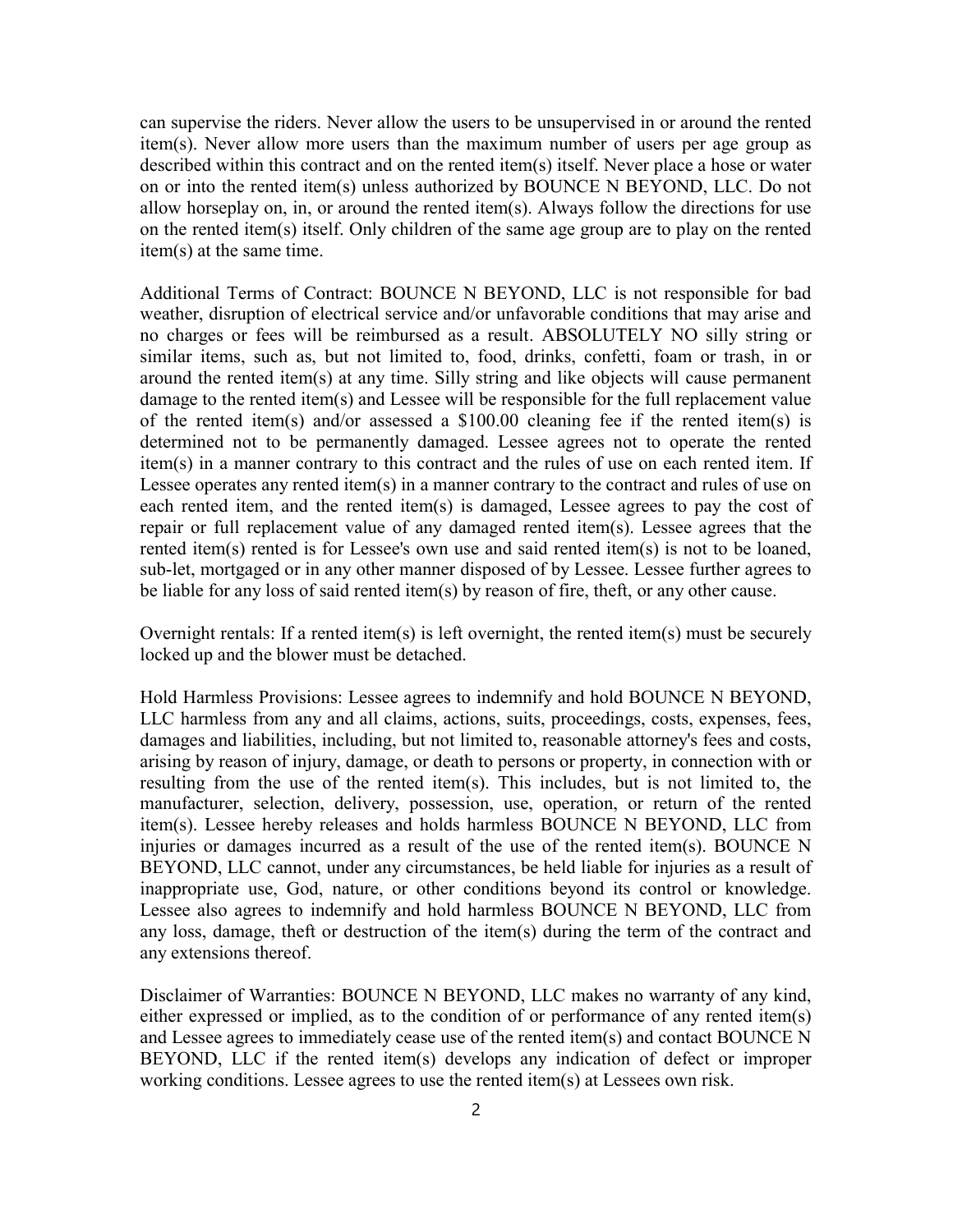can supervise the riders. Never allow the users to be unsupervised in or around the rented item(s). Never allow more users than the maximum number of users per age group as described within this contract and on the rented item(s) itself. Never place a hose or water on or into the rented item(s) unless authorized by BOUNCE N BEYOND, LLC. Do not allow horseplay on, in, or around the rented item(s). Always follow the directions for use on the rented item(s) itself. Only children of the same age group are to play on the rented item(s) at the same time.

Additional Terms of Contract: BOUNCE N BEYOND, LLC is not responsible for bad weather, disruption of electrical service and/or unfavorable conditions that may arise and no charges or fees will be reimbursed as a result. ABSOLUTELY NO silly string or similar items, such as, but not limited to, food, drinks, confetti, foam or trash, in or around the rented item(s) at any time. Silly string and like objects will cause permanent damage to the rented item(s) and Lessee will be responsible for the full replacement value of the rented item(s) and/or assessed a $100.00 cleaning fee if the rented item(s) is determined not to be permanently damaged. Lessee agrees not to operate the rented item(s) in a manner contrary to this contract and the rules of use on each rented item. If Lessee operates any rented item(s) in a manner contrary to the contract and rules of use on each rented item, and the rented item(s) is damaged, Lessee agrees to pay the cost of repair or full replacement value of any damaged rented item(s). Lessee agrees that the rented item(s) rented is for Lessee's own use and said rented item(s) is not to be loaned, sub-let, mortgaged or in any other manner disposed of by Lessee. Lessee further agrees to be liable for any loss of said rented item(s) by reason of fire, theft, or any other cause.

Overnight rentals: If a rented item(s) is left overnight, the rented item(s) must be securely locked up and the blower must be detached.

Hold Harmless Provisions: Lessee agrees to indemnify and hold BOUNCE N BEYOND, LLC harmless from any and all claims, actions, suits, proceedings, costs, expenses, fees, damages and liabilities, including, but not limited to, reasonable attorney's fees and costs, arising by reason of injury, damage, or death to persons or property, in connection with or resulting from the use of the rented item(s). This includes, but is not limited to, the manufacturer, selection, delivery, possession, use, operation, or return of the rented item(s). Lessee hereby releases and holds harmless BOUNCE N BEYOND, LLC from injuries or damages incurred as a result of the use of the rented item(s). BOUNCE N BEYOND, LLC cannot, under any circumstances, be held liable for injuries as a result of inappropriate use, God, nature, or other conditions beyond its control or knowledge. Lessee also agrees to indemnify and hold harmless BOUNCE N BEYOND, LLC from any loss, damage, theft or destruction of the item(s) during the term of the contract and any extensions thereof.

Disclaimer of Warranties: BOUNCE N BEYOND, LLC makes no warranty of any kind, either expressed or implied, as to the condition of or performance of any rented item(s) and Lessee agrees to immediately cease use of the rented item(s) and contact BOUNCE N BEYOND, LLC if the rented item(s) develops any indication of defect or improper working conditions. Lessee agrees to use the rented item(s) at Lessees own risk.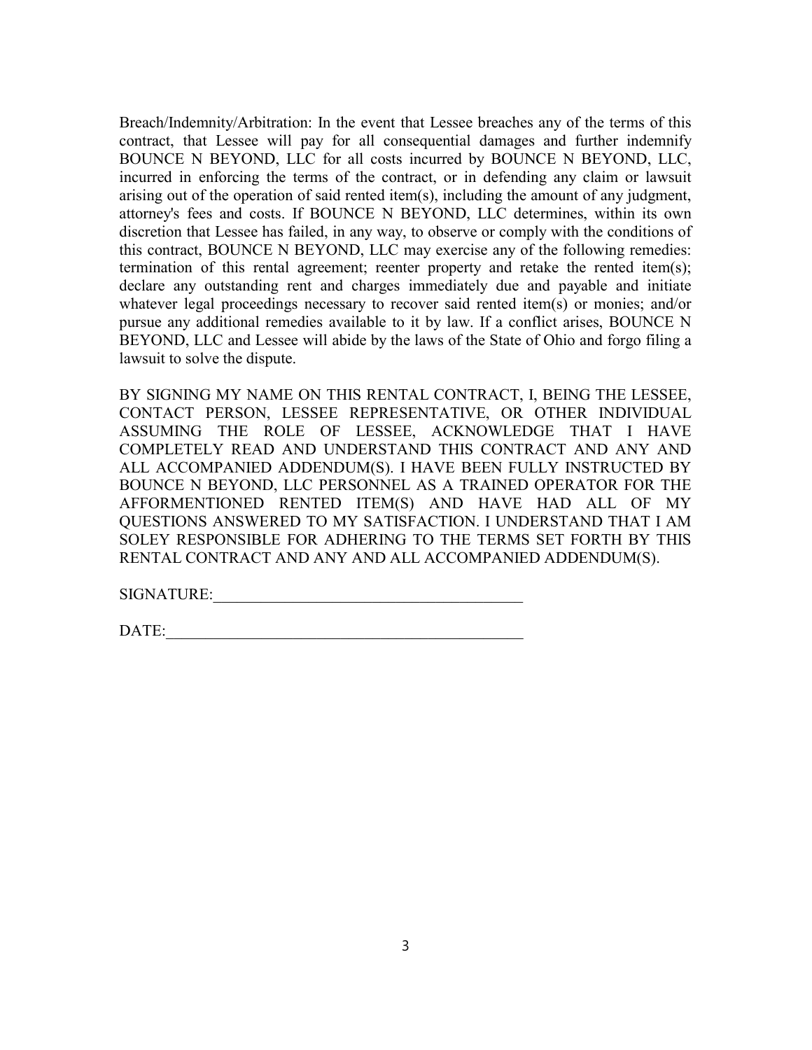Breach/Indemnity/Arbitration: In the event that Lessee breaches any of the terms of this contract, that Lessee will pay for all consequential damages and further indemnify BOUNCE N BEYOND, LLC for all costs incurred by BOUNCE N BEYOND, LLC, incurred in enforcing the terms of the contract, or in defending any claim or lawsuit arising out of the operation of said rented item(s), including the amount of any judgment, attorney's fees and costs. If BOUNCE N BEYOND, LLC determines, within its own discretion that Lessee has failed, in any way, to observe or comply with the conditions of this contract, BOUNCE N BEYOND, LLC may exercise any of the following remedies: termination of this rental agreement; reenter property and retake the rented item(s); declare any outstanding rent and charges immediately due and payable and initiate whatever legal proceedings necessary to recover said rented item(s) or monies; and/or pursue any additional remedies available to it by law. If a conflict arises, BOUNCE N BEYOND, LLC and Lessee will abide by the laws of the State of Ohio and forgo filing a lawsuit to solve the dispute.

BY SIGNING MY NAME ON THIS RENTAL CONTRACT, I, BEING THE LESSEE, CONTACT PERSON, LESSEE REPRESENTATIVE, OR OTHER INDIVIDUAL ASSUMING THE ROLE OF LESSEE, ACKNOWLEDGE THAT I HAVE COMPLETELY READ AND UNDERSTAND THIS CONTRACT AND ANY AND ALL ACCOMPANIED ADDENDUM(S). I HAVE BEEN FULLY INSTRUCTED BY BOUNCE N BEYOND, LLC PERSONNEL AS A TRAINED OPERATOR FOR THE AFFORMENTIONED RENTED ITEM(S) AND HAVE HAD ALL OF MY QUESTIONS ANSWERED TO MY SATISFACTION. I UNDERSTAND THAT I AM SOLEY RESPONSIBLE FOR ADHERING TO THE TERMS SET FORTH BY THIS RENTAL CONTRACT AND ANY AND ALL ACCOMPANIED ADDENDUM(S).

SIGNATURE:________________________________________

DATE:_____________________________________________